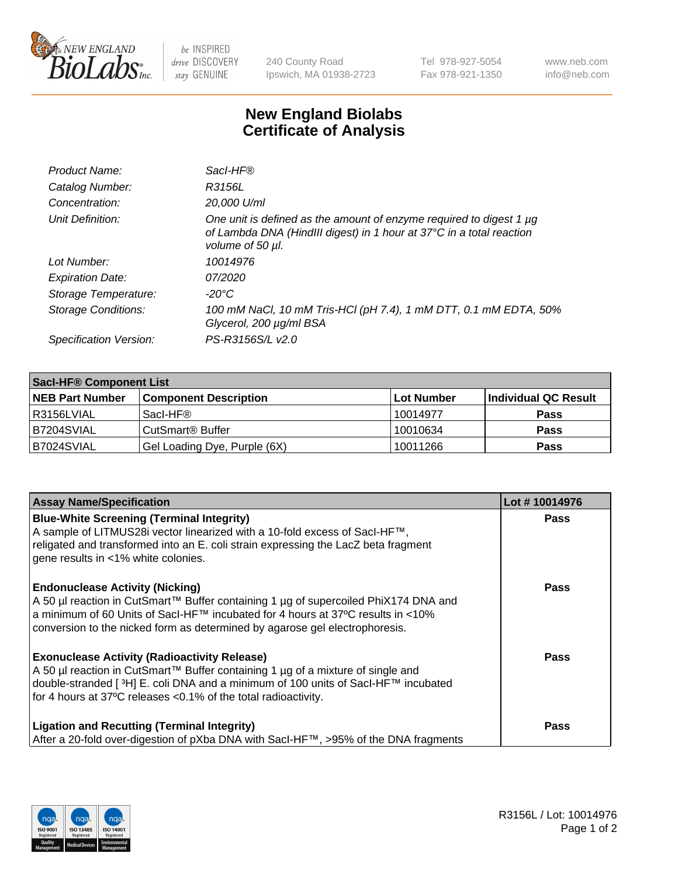NEW ENGLAND BioLabs Inc. — be INSPIRED drive DISCOVERY stay GENUINE

240 County Road
Ipswich, MA 01938-2723

Tel 978-927-5054
Fax 978-921-1350

www.neb.com
info@neb.com

# New England Biolabs
# Certificate of Analysis

| | |
|---|---|
| *Product Name:* | *SacI-HF®* |
| *Catalog Number:* | *R3156L* |
| *Concentration:* | *20,000 U/ml* |
| *Unit Definition:* | *One unit is defined as the amount of enzyme required to digest 1 µg of Lambda DNA (HindIII digest) in 1 hour at 37°C in a total reaction volume of 50 µl.* |
| *Lot Number:* | *10014976* |
| *Expiration Date:* | *07/2020* |
| *Storage Temperature:* | *-20°C* |
| *Storage Conditions:* | *100 mM NaCl, 10 mM Tris-HCl (pH 7.4), 1 mM DTT, 0.1 mM EDTA, 50% Glycerol, 200 µg/ml BSA* |
| *Specification Version:* | *PS-R3156S/L v2.0* |

| SacI-HF® Component List | | | |
|---|---|---|---|
| **NEB Part Number** | **Component Description** | **Lot Number** | **Individual QC Result** |
| R3156LVIAL | SacI-HF® | 10014977 | Pass |
| B7204SVIAL | CutSmart® Buffer | 10010634 | Pass |
| B7024SVIAL | Gel Loading Dye, Purple (6X) | 10011266 | Pass |

| Assay Name/Specification | Lot # 10014976 |
|---|---|
| **Blue-White Screening (Terminal Integrity)**<br>A sample of LITMUS28i vector linearized with a 10-fold excess of SacI-HF™, religated and transformed into an E. coli strain expressing the LacZ beta fragment gene results in <1% white colonies. | Pass |
| **Endonuclease Activity (Nicking)**<br>A 50 µl reaction in CutSmart™ Buffer containing 1 µg of supercoiled PhiX174 DNA and a minimum of 60 Units of SacI-HF™ incubated for 4 hours at 37ºC results in <10% conversion to the nicked form as determined by agarose gel electrophoresis. | Pass |
| **Exonuclease Activity (Radioactivity Release)**<br>A 50 µl reaction in CutSmart™ Buffer containing 1 µg of a mixture of single and double-stranded [ $^3$H] E. coli DNA and a minimum of 100 units of SacI-HF™ incubated for 4 hours at 37ºC releases <0.1% of the total radioactivity. | Pass |
| **Ligation and Recutting (Terminal Integrity)**<br>After a 20-fold over-digestion of pXba DNA with SacI-HF™, >95% of the DNA fragments | Pass |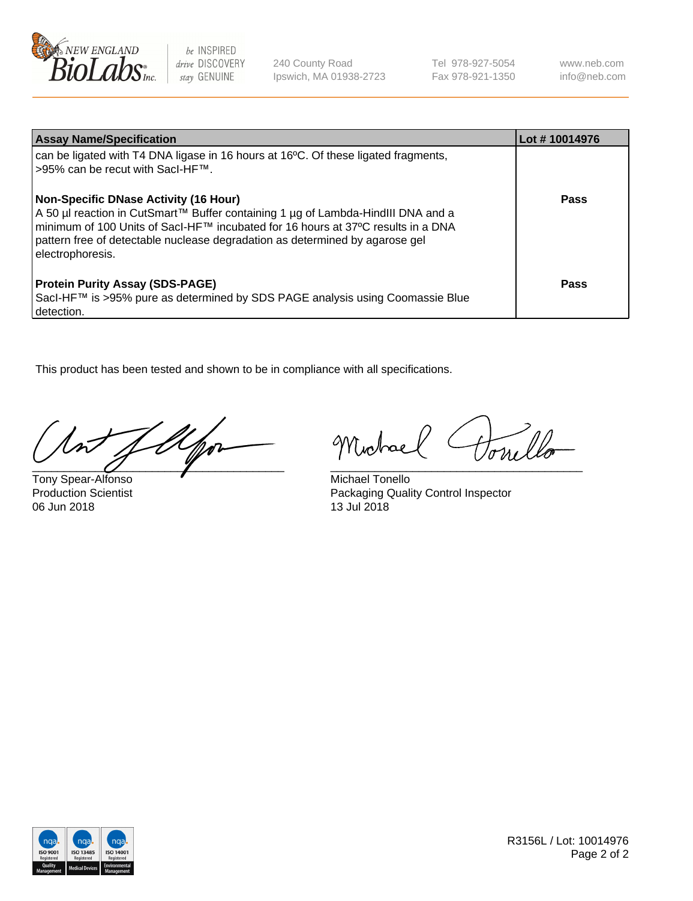| Assay Name/Specification | Lot # 10014976 |
|---|---|
| can be ligated with T4 DNA ligase in 16 hours at 16ºC. Of these ligated fragments, >95% can be recut with SacI-HF™. | |
| **Non-Specific DNase Activity (16 Hour)**<br>A 50 µl reaction in CutSmart™ Buffer containing 1 µg of Lambda-HindIII DNA and a minimum of 100 Units of SacI-HF™ incubated for 16 hours at 37ºC results in a DNA pattern free of detectable nuclease degradation as determined by agarose gel electrophoresis. | **Pass** |
| **Protein Purity Assay (SDS-PAGE)**<br>SacI-HF™ is >95% pure as determined by SDS PAGE analysis using Coomassie Blue detection. | **Pass** |

This product has been tested and shown to be in compliance with all specifications.

Tony Spear-Alfonso
Production Scientist
06 Jun 2018

Michael Tonello
Packaging Quality Control Inspector
13 Jul 2018

R3156L / Lot: 10014976